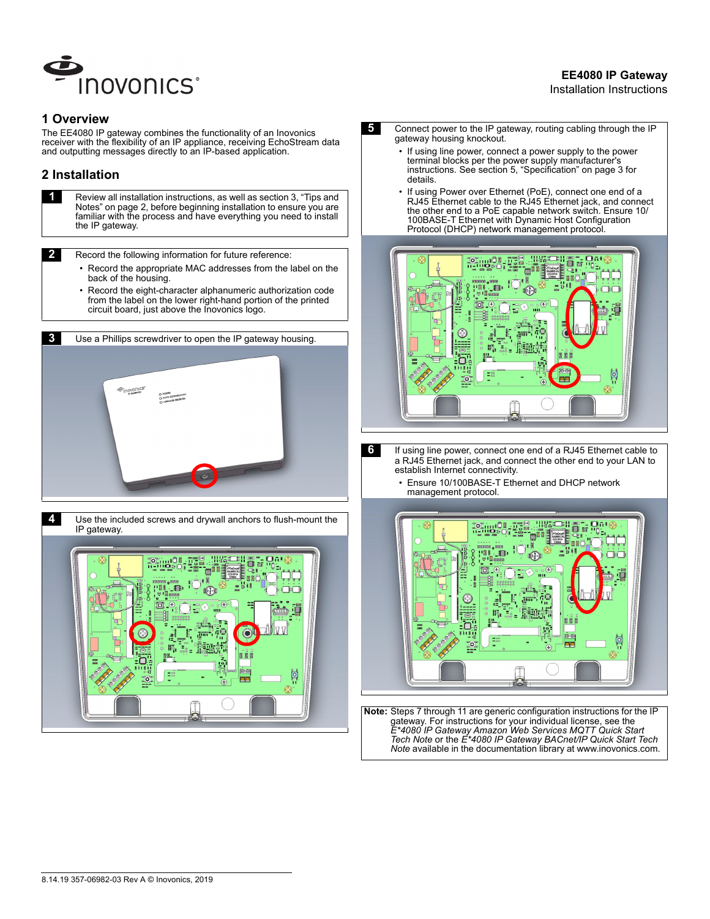# EE4080 IP Gateway

Installation Instructions

## 1 Overview

The EE4080 IP gateway combines the functionality of an Inovonics receiver with the flexibility of an IP appliance, receiving EchoStream data and outputting messages directly to an IP-based application.

## 2 Installation

**1** Review all installation instructions, as well as section 3, “Tips and Notes” on page 2, before beginning installation to ensure you are familiar with the process and have everything you need to install the IP gateway.

**2** Record the following information for future reference:

- Record the appropriate MAC addresses from the label on the back of the housing.
- Record the eight-character alphanumeric authorization code from the label on the lower right-hand portion of the printed circuit board, just above the Inovonics logo.

**3** Use a Phillips screwdriver to open the IP gateway housing.

**4** Use the included screws and drywall anchors to flush-mount the IP gateway.

**5** Connect power to the IP gateway, routing cabling through the IP gateway housing knockout.

- If using line power, connect a power supply to the power terminal blocks per the power supply manufacturer's instructions. See section 5, “Specification” on page 3 for details.
- If using Power over Ethernet (PoE), connect one end of a RJ45 Ethernet cable to the RJ45 Ethernet jack, and connect the other end to a PoE capable network switch. Ensure 10/100BASE-T Ethernet with Dynamic Host Configuration Protocol (DHCP) network management protocol.

**6** If using line power, connect one end of a RJ45 Ethernet cable to a RJ45 Ethernet jack, and connect the other end to your LAN to establish Internet connectivity.

- Ensure 10/100BASE-T Ethernet and DHCP network management protocol.

**Note:** Steps 7 through 11 are generic configuration instructions for the IP gateway. For instructions for your individual license, see the *E*4080 IP Gateway Amazon Web Services MQTT Quick Start Tech Note* or the *E*4080 IP Gateway BACnet/IP Quick Start Tech Note* available in the documentation library at www.inovonics.com.

8.14.19 357-06982-03 Rev A © Inovonics, 2019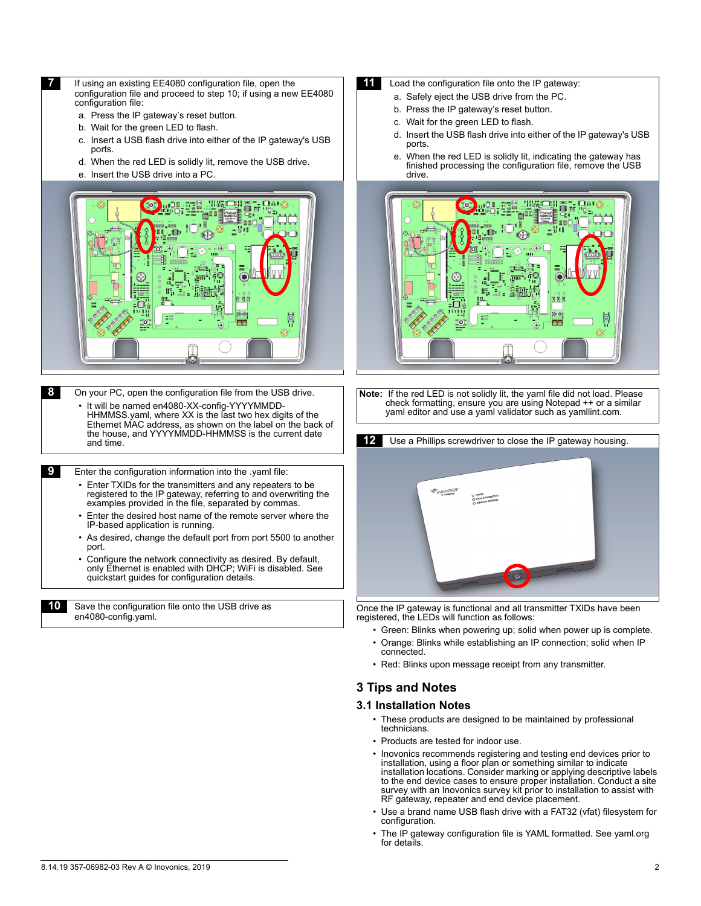**7** If using an existing EE4080 configuration file, open the configuration file and proceed to step 10; if using a new EE4080 configuration file:

a. Press the IP gateway's reset button.
b. Wait for the green LED to flash.
c. Insert a USB flash drive into either of the IP gateway's USB ports.
d. When the red LED is solidly lit, remove the USB drive.
e. Insert the USB drive into a PC.

**8** On your PC, open the configuration file from the USB drive.

- It will be named en4080-XX-config-YYYYMMDD-HHMMSS.yaml, where XX is the last two hex digits of the Ethernet MAC address, as shown on the label on the back of the house, and YYYYMMDD-HHMMSS is the current date and time.

**9** Enter the configuration information into the .yaml file:

- Enter TXIDs for the transmitters and any repeaters to be registered to the IP gateway, referring to and overwriting the examples provided in the file, separated by commas.
- Enter the desired host name of the remote server where the IP-based application is running.
- As desired, change the default port from port 5500 to another port.
- Configure the network connectivity as desired. By default, only Ethernet is enabled with DHCP; WiFi is disabled. See quickstart guides for configuration details.

**10** Save the configuration file onto the USB drive as en4080-config.yaml.

**11** Load the configuration file onto the IP gateway:

a. Safely eject the USB drive from the PC.
b. Press the IP gateway's reset button.
c. Wait for the green LED to flash.
d. Insert the USB flash drive into either of the IP gateway's USB ports.
e. When the red LED is solidly lit, indicating the gateway has finished processing the configuration file, remove the USB drive.

**Note:** If the red LED is not solidly lit, the yaml file did not load. Please check formatting, ensure you are using Notepad ++ or a similar yaml editor and use a yaml validator such as yamllint.com.

**12** Use a Phillips screwdriver to close the IP gateway housing.

Once the IP gateway is functional and all transmitter TXIDs have been registered, the LEDs will function as follows:

- Green: Blinks when powering up; solid when power up is complete.
- Orange: Blinks while establishing an IP connection; solid when IP connected.
- Red: Blinks upon message receipt from any transmitter.

# 3 Tips and Notes

## 3.1 Installation Notes

- These products are designed to be maintained by professional technicians.
- Products are tested for indoor use.
- Inovonics recommends registering and testing end devices prior to installation, using a floor plan or something similar to indicate installation locations. Consider marking or applying descriptive labels to the end device cases to ensure proper installation. Conduct a site survey with an Inovonics survey kit prior to installation to assist with RF gateway, repeater and end device placement.
- Use a brand name USB flash drive with a FAT32 (vfat) filesystem for configuration.
- The IP gateway configuration file is YAML formatted. See yaml.org for details.

8.14.19 357-06982-03 Rev A © Inovonics, 2019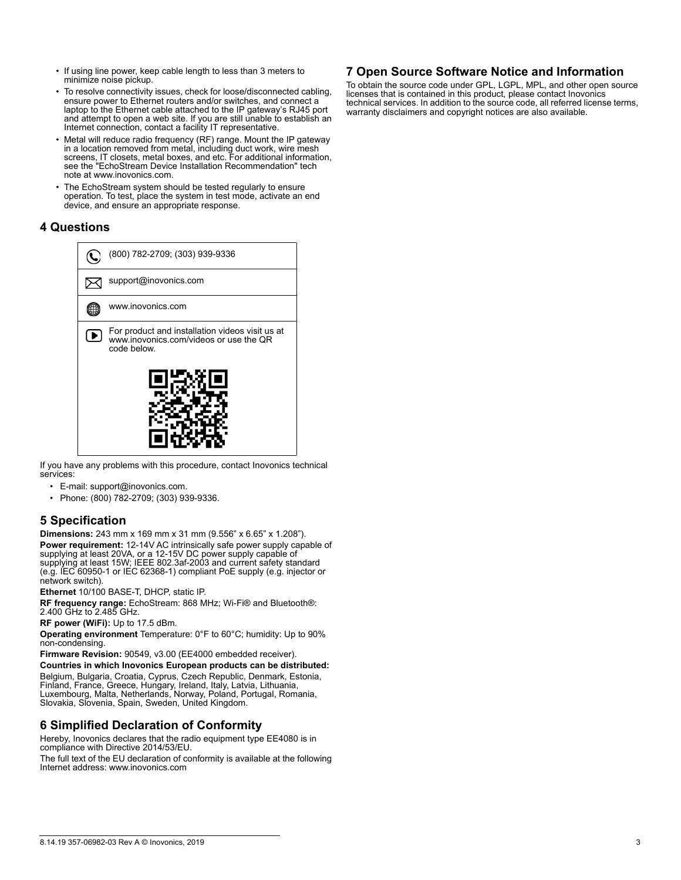- If using line power, keep cable length to less than 3 meters to minimize noise pickup.
- To resolve connectivity issues, check for loose/disconnected cabling, ensure power to Ethernet routers and/or switches, and connect a laptop to the Ethernet cable attached to the IP gateway's RJ45 port and attempt to open a web site. If you are still unable to establish an Internet connection, contact a facility IT representative.
- Metal will reduce radio frequency (RF) range. Mount the IP gateway in a location removed from metal, including duct work, wire mesh screens, IT closets, metal boxes, and etc. For additional information, see the "EchoStream Device Installation Recommendation" tech note at www.inovonics.com.
- The EchoStream system should be tested regularly to ensure operation. To test, place the system in test mode, activate an end device, and ensure an appropriate response.

## 4 Questions

| | |
|---|---|
| Phone | (800) 782-2709; (303) 939-9336 |
| E-mail | support@inovonics.com |
| Web | www.inovonics.com |
| Video | For product and installation videos visit us at www.inovonics.com/videos or use the QR code below. |

If you have any problems with this procedure, contact Inovonics technical services:

- E-mail: support@inovonics.com.
- Phone: (800) 782-2709; (303) 939-9336.

## 5 Specification

**Dimensions:** 243 mm x 169 mm x 31 mm (9.556" x 6.65" x 1.208").

**Power requirement:** 12-14V AC intrinsically safe power supply capable of supplying at least 20VA, or a 12-15V DC power supply capable of supplying at least 15W; IEEE 802.3af-2003 and current safety standard (e.g. IEC 60950-1 or IEC 62368-1) compliant PoE supply (e.g. injector or network switch).

**Ethernet** 10/100 BASE-T, DHCP, static IP.

**RF frequency range:** EchoStream: 868 MHz; Wi-Fi® and Bluetooth®: 2.400 GHz to 2.485 GHz.

**RF power (WiFi):** Up to 17.5 dBm.

**Operating environment** Temperature: 0°F to 60°C; humidity: Up to 90% non-condensing.

**Firmware Revision:** 90549, v3.00 (EE4000 embedded receiver).

**Countries in which Inovonics European products can be distributed:**

Belgium, Bulgaria, Croatia, Cyprus, Czech Republic, Denmark, Estonia, Finland, France, Greece, Hungary, Ireland, Italy, Latvia, Lithuania, Luxembourg, Malta, Netherlands, Norway, Poland, Portugal, Romania, Slovakia, Slovenia, Spain, Sweden, United Kingdom.

## 6 Simplified Declaration of Conformity

Hereby, Inovonics declares that the radio equipment type EE4080 is in compliance with Directive 2014/53/EU.

The full text of the EU declaration of conformity is available at the following Internet address: www.inovonics.com

## 7 Open Source Software Notice and Information

To obtain the source code under GPL, LGPL, MPL, and other open source licenses that is contained in this product, please contact Inovonics technical services. In addition to the source code, all referred license terms, warranty disclaimers and copyright notices are also available.

8.14.19 357-06982-03 Rev A © Inovonics, 2019